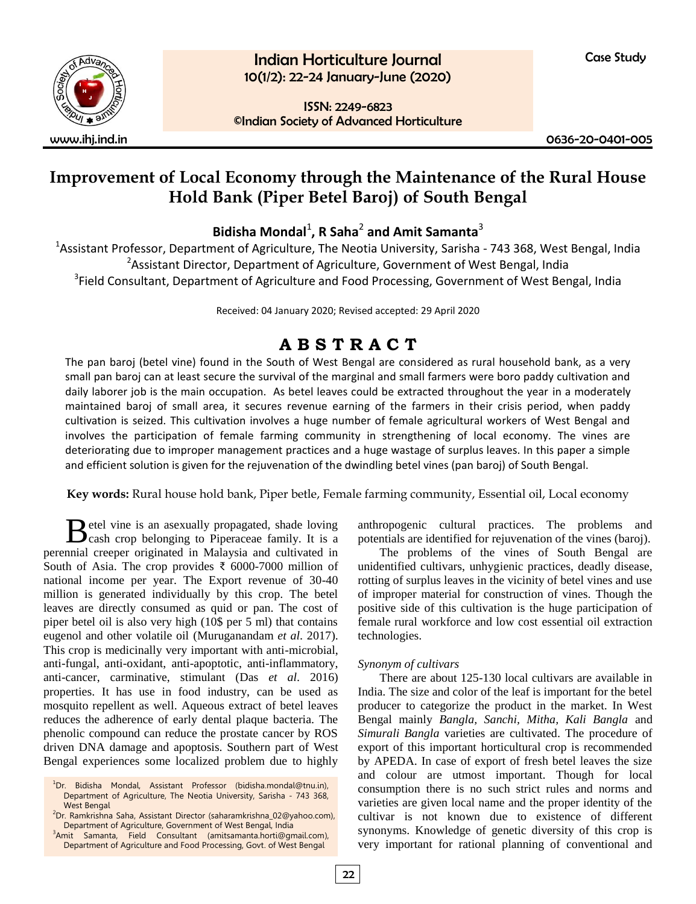Case Study

# Improvement of Local Economy through the Maintenance of the Rural House Hold Bank (Piper Betel Baroj) of South Bengal

**Bidisha Mondal[1], R Saha[2] and Amit Samanta[3]**

[1]Assistant Professor, Department of Agriculture, The Neotia University, Sarisha - 743 368, West Bengal, India
[2]Assistant Director, Department of Agriculture, Government of West Bengal, India
[3]Field Consultant, Department of Agriculture and Food Processing, Government of West Bengal, India

Received: 04 January 2020; Revised accepted: 29 April 2020

## ABSTRACT

The pan baroj (betel vine) found in the South of West Bengal are considered as rural household bank, as a very small pan baroj can at least secure the survival of the marginal and small farmers were boro paddy cultivation and daily laborer job is the main occupation. As betel leaves could be extracted throughout the year in a moderately maintained baroj of small area, it secures revenue earning of the farmers in their crisis period, when paddy cultivation is seized. This cultivation involves a huge number of female agricultural workers of West Bengal and involves the participation of female farming community in strengthening of local economy. The vines are deteriorating due to improper management practices and a huge wastage of surplus leaves. In this paper a simple and efficient solution is given for the rejuvenation of the dwindling betel vines (pan baroj) of South Bengal.

**Key words:** Rural house hold bank, Piper betle, Female farming community, Essential oil, Local economy

Betel vine is an asexually propagated, shade loving cash crop belonging to Piperaceae family. It is a perennial creeper originated in Malaysia and cultivated in South of Asia. The crop provides ₹ 6000-7000 million of national income per year. The Export revenue of 30-40 million is generated individually by this crop. The betel leaves are directly consumed as quid or pan. The cost of piper betel oil is also very high (10$ per 5 ml) that contains eugenol and other volatile oil (Muruganandam *et al*. 2017). This crop is medicinally very important with anti-microbial, anti-fungal, anti-oxidant, anti-apoptotic, anti-inflammatory, anti-cancer, carminative, stimulant (Das *et al.* 2016) properties. It has use in food industry, can be used as mosquito repellent as well. Aqueous extract of betel leaves reduces the adherence of early dental plaque bacteria. The phenolic compound can reduce the prostate cancer by ROS driven DNA damage and apoptosis. Southern part of West Bengal experiences some localized problem due to highly anthropogenic cultural practices. The problems and potentials are identified for rejuvenation of the vines (baroj).

The problems of the vines of South Bengal are unidentified cultivars, unhygienic practices, deadly disease, rotting of surplus leaves in the vicinity of betel vines and use of improper material for construction of vines. Though the positive side of this cultivation is the huge participation of female rural workforce and low cost essential oil extraction technologies.

### *Synonym of cultivars*

There are about 125-130 local cultivars are available in India. The size and color of the leaf is important for the betel producer to categorize the product in the market. In West Bengal mainly *Bangla, Sanchi, Mitha, Kali Bangla* and *Simurali Bangla* varieties are cultivated. The procedure of export of this important horticultural crop is recommended by APEDA. In case of export of fresh betel leaves the size and colour are utmost important. Though for local consumption there is no such strict rules and norms and varieties are given local name and the proper identity of the cultivar is not known due to existence of different synonyms. Knowledge of genetic diversity of this crop is very important for rational planning of conventional and

---

[1]Dr. Bidisha Mondal, Assistant Professor (bidisha.mondal@tnu.in), Department of Agriculture, The Neotia University, Sarisha - 743 368, West Bengal
[2]Dr. Ramkrishna Saha, Assistant Director (saharamkrishna_02@yahoo.com), Department of Agriculture, Government of West Bengal, India
[3]Amit Samanta, Field Consultant (amitsamanta.horti@gmail.com), Department of Agriculture and Food Processing, Govt. of West Bengal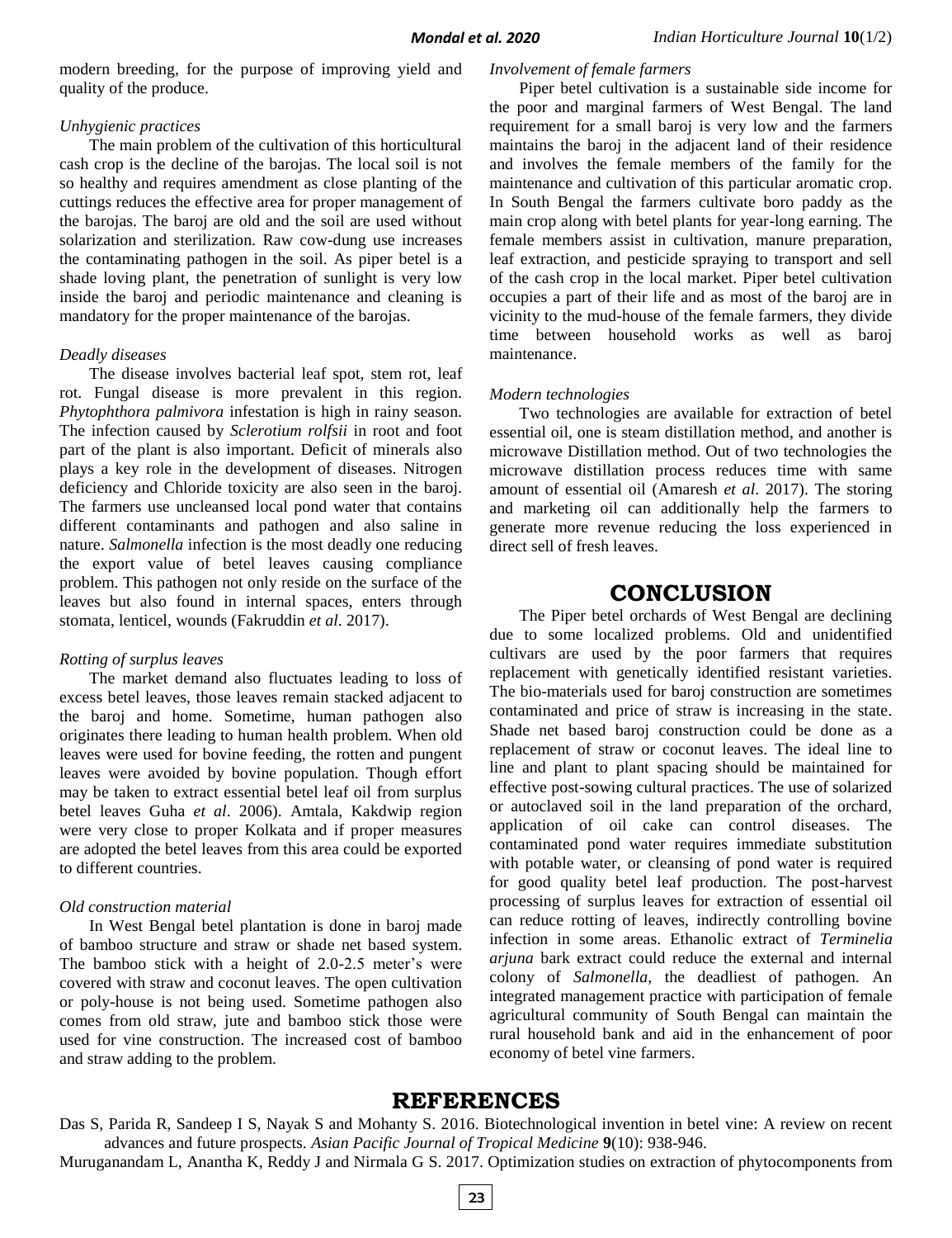modern breeding, for the purpose of improving yield and quality of the produce.

*Unhygienic practices*

The main problem of the cultivation of this horticultural cash crop is the decline of the barojas. The local soil is not so healthy and requires amendment as close planting of the cuttings reduces the effective area for proper management of the barojas. The baroj are old and the soil are used without solarization and sterilization. Raw cow-dung use increases the contaminating pathogen in the soil. As piper betel is a shade loving plant, the penetration of sunlight is very low inside the baroj and periodic maintenance and cleaning is mandatory for the proper maintenance of the barojas.

*Deadly diseases*

The disease involves bacterial leaf spot, stem rot, leaf rot. Fungal disease is more prevalent in this region. *Phytophthora palmivora* infestation is high in rainy season. The infection caused by *Sclerotium rolfsii* in root and foot part of the plant is also important. Deficit of minerals also plays a key role in the development of diseases. Nitrogen deficiency and Chloride toxicity are also seen in the baroj. The farmers use uncleansed local pond water that contains different contaminants and pathogen and also saline in nature. *Salmonella* infection is the most deadly one reducing the export value of betel leaves causing compliance problem. This pathogen not only reside on the surface of the leaves but also found in internal spaces, enters through stomata, lenticel, wounds (Fakruddin *et al*. 2017).

*Rotting of surplus leaves*

The market demand also fluctuates leading to loss of excess betel leaves, those leaves remain stacked adjacent to the baroj and home. Sometime, human pathogen also originates there leading to human health problem. When old leaves were used for bovine feeding, the rotten and pungent leaves were avoided by bovine population. Though effort may be taken to extract essential betel leaf oil from surplus betel leaves Guha *et al*. 2006). Amtala, Kakdwip region were very close to proper Kolkata and if proper measures are adopted the betel leaves from this area could be exported to different countries.

*Old construction material*

In West Bengal betel plantation is done in baroj made of bamboo structure and straw or shade net based system. The bamboo stick with a height of 2.0-2.5 meter's were covered with straw and coconut leaves. The open cultivation or poly-house is not being used. Sometime pathogen also comes from old straw, jute and bamboo stick those were used for vine construction. The increased cost of bamboo and straw adding to the problem.

*Involvement of female farmers*

Piper betel cultivation is a sustainable side income for the poor and marginal farmers of West Bengal. The land requirement for a small baroj is very low and the farmers maintains the baroj in the adjacent land of their residence and involves the female members of the family for the maintenance and cultivation of this particular aromatic crop. In South Bengal the farmers cultivate boro paddy as the main crop along with betel plants for year-long earning. The female members assist in cultivation, manure preparation, leaf extraction, and pesticide spraying to transport and sell of the cash crop in the local market. Piper betel cultivation occupies a part of their life and as most of the baroj are in vicinity to the mud-house of the female farmers, they divide time between household works as well as baroj maintenance.

*Modern technologies*

Two technologies are available for extraction of betel essential oil, one is steam distillation method, and another is microwave Distillation method. Out of two technologies the microwave distillation process reduces time with same amount of essential oil (Amaresh *et al*. 2017). The storing and marketing oil can additionally help the farmers to generate more revenue reducing the loss experienced in direct sell of fresh leaves.

## CONCLUSION

The Piper betel orchards of West Bengal are declining due to some localized problems. Old and unidentified cultivars are used by the poor farmers that requires replacement with genetically identified resistant varieties. The bio-materials used for baroj construction are sometimes contaminated and price of straw is increasing in the state. Shade net based baroj construction could be done as a replacement of straw or coconut leaves. The ideal line to line and plant to plant spacing should be maintained for effective post-sowing cultural practices. The use of solarized or autoclaved soil in the land preparation of the orchard, application of oil cake can control diseases. The contaminated pond water requires immediate substitution with potable water, or cleansing of pond water is required for good quality betel leaf production. The post-harvest processing of surplus leaves for extraction of essential oil can reduce rotting of leaves, indirectly controlling bovine infection in some areas. Ethanolic extract of *Terminelia arjuna* bark extract could reduce the external and internal colony of *Salmonella*, the deadliest of pathogen. An integrated management practice with participation of female agricultural community of South Bengal can maintain the rural household bank and aid in the enhancement of poor economy of betel vine farmers.

## REFERENCES

Das S, Parida R, Sandeep I S, Nayak S and Mohanty S. 2016. Biotechnological invention in betel vine: A review on recent advances and future prospects. *Asian Pacific Journal of Tropical Medicine* **9**(10): 938-946.

Muruganandam L, Anantha K, Reddy J and Nirmala G S. 2017. Optimization studies on extraction of phytocomponents from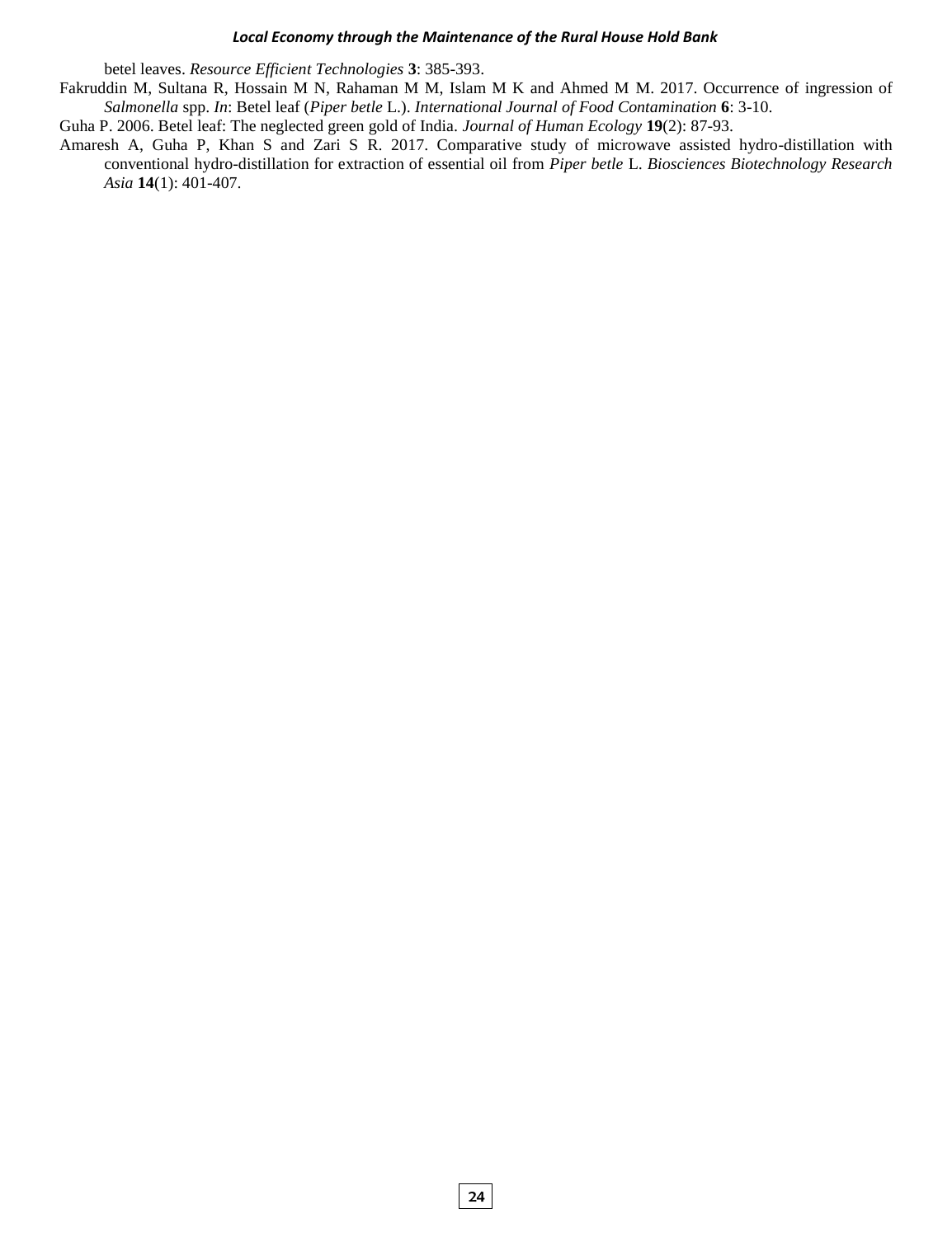betel leaves. *Resource Efficient Technologies* **3**: 385-393.

Fakruddin M, Sultana R, Hossain M N, Rahaman M M, Islam M K and Ahmed M M. 2017. Occurrence of ingression of *Salmonella* spp. *In*: Betel leaf (*Piper betle* L.). *International Journal of Food Contamination* **6**: 3-10.

Guha P. 2006. Betel leaf: The neglected green gold of India. *Journal of Human Ecology* **19**(2): 87-93.

Amaresh A, Guha P, Khan S and Zari S R. 2017. Comparative study of microwave assisted hydro-distillation with conventional hydro-distillation for extraction of essential oil from *Piper betle* L. *Biosciences Biotechnology Research Asia* **14**(1): 401-407.